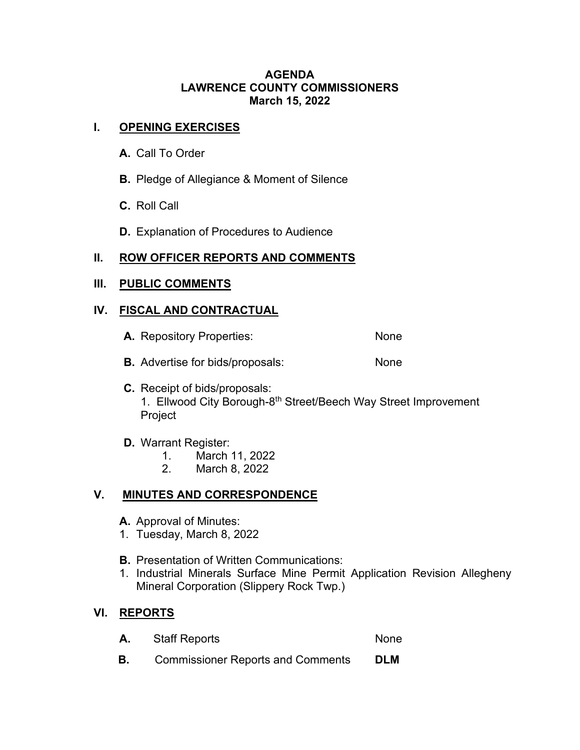**AGENDA**
**LAWRENCE COUNTY COMMISSIONERS**
**March 15, 2022**

## I. OPENING EXERCISES

**A.** Call To Order

**B.** Pledge of Allegiance & Moment of Silence

**C.** Roll Call

**D.** Explanation of Procedures to Audience

## II. ROW OFFICER REPORTS AND COMMENTS

## III. PUBLIC COMMENTS

## IV. FISCAL AND CONTRACTUAL

**A.** Repository Properties: None

**B.** Advertise for bids/proposals: None

**C.** Receipt of bids/proposals:
1. Ellwood City Borough-8th Street/Beech Way Street Improvement Project

**D.** Warrant Register:
1. March 11, 2022
2. March 8, 2022

## V. MINUTES AND CORRESPONDENCE

**A.** Approval of Minutes:
1. Tuesday, March 8, 2022

**B.** Presentation of Written Communications:
1. Industrial Minerals Surface Mine Permit Application Revision Allegheny Mineral Corporation (Slippery Rock Twp.)

## VI. REPORTS

**A.** Staff Reports None

**B.** Commissioner Reports and Comments **DLM**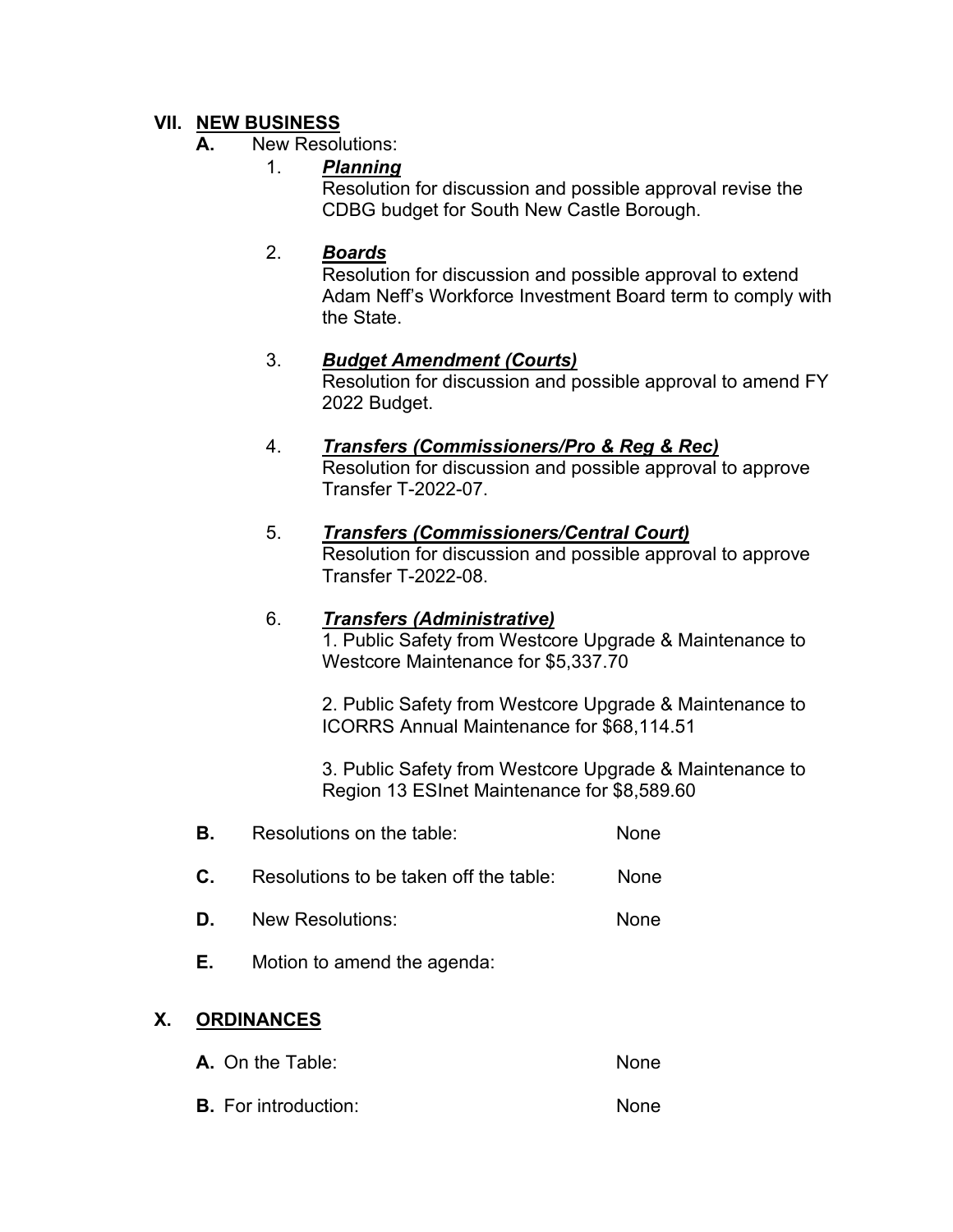## VII. NEW BUSINESS

**A.** New Resolutions:

1. ***Planning***
   Resolution for discussion and possible approval revise the CDBG budget for South New Castle Borough.

2. ***Boards***
   Resolution for discussion and possible approval to extend Adam Neff's Workforce Investment Board term to comply with the State.

3. ***Budget Amendment (Courts)***
   Resolution for discussion and possible approval to amend FY 2022 Budget.

4. ***Transfers (Commissioners/Pro & Reg & Rec)***
   Resolution for discussion and possible approval to approve Transfer T-2022-07.

5. ***Transfers (Commissioners/Central Court)***
   Resolution for discussion and possible approval to approve Transfer T-2022-08.

6. ***Transfers (Administrative)***
   1. Public Safety from Westcore Upgrade & Maintenance to Westcore Maintenance for $5,337.70

   2. Public Safety from Westcore Upgrade & Maintenance to ICORRS Annual Maintenance for $68,114.51

   3. Public Safety from Westcore Upgrade & Maintenance to Region 13 ESInet Maintenance for $8,589.60

**B.** Resolutions on the table: None

**C.** Resolutions to be taken off the table: None

**D.** New Resolutions: None

**E.** Motion to amend the agenda:

## X. ORDINANCES

**A.** On the Table: None

**B.** For introduction: None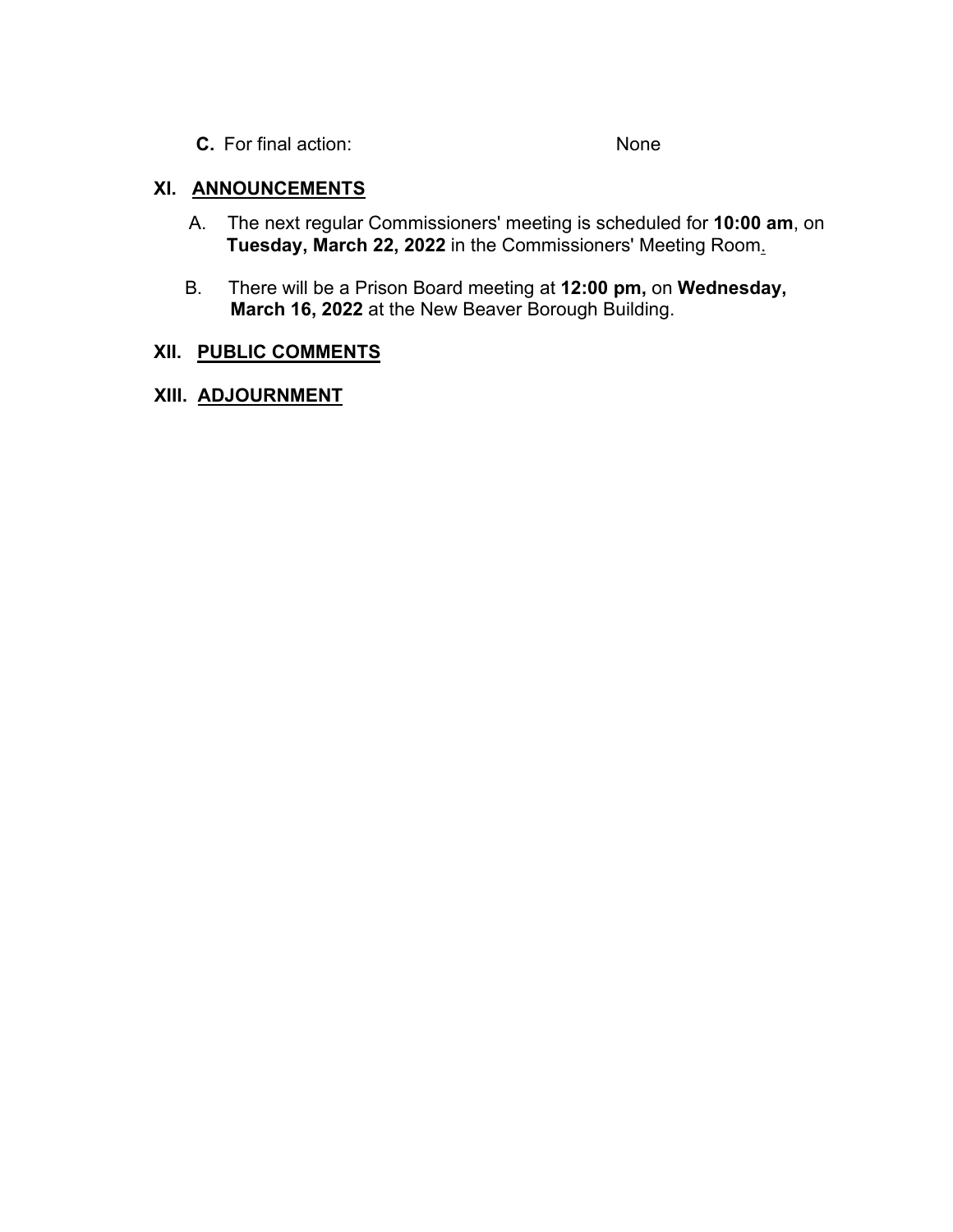**C.** For final action: None

## XI. ANNOUNCEMENTS

A. The next regular Commissioners' meeting is scheduled for **10:00 am**, on **Tuesday, March 22, 2022** in the Commissioners' Meeting Room.

B. There will be a Prison Board meeting at **12:00 pm,** on **Wednesday, March 16, 2022** at the New Beaver Borough Building.

## XII. PUBLIC COMMENTS

## XIII. ADJOURNMENT